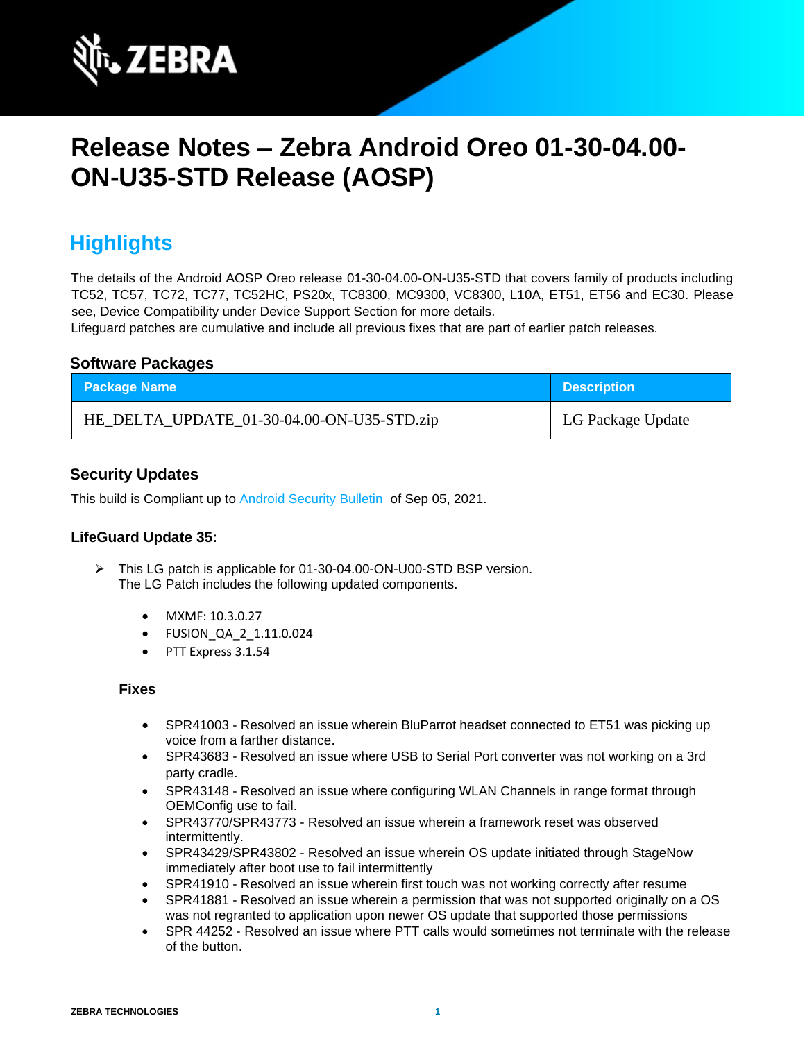# Release Notes – Zebra Android Oreo 01-30-04.00-ON-U35-STD Release (AOSP)

## Highlights

The details of the Android AOSP Oreo release 01-30-04.00-ON-U35-STD that covers family of products including TC52, TC57, TC72, TC77, TC52HC, PS20x, TC8300, MC9300, VC8300, L10A, ET51, ET56 and EC30. Please see, Device Compatibility under Device Support Section for more details.
Lifeguard patches are cumulative and include all previous fixes that are part of earlier patch releases.

### Software Packages

| Package Name | Description |
| --- | --- |
| HE_DELTA_UPDATE_01-30-04.00-ON-U35-STD.zip | LG Package Update |

### Security Updates

This build is Compliant up to Android Security Bulletin of Sep 05, 2021.

### LifeGuard Update 35:

- This LG patch is applicable for 01-30-04.00-ON-U00-STD BSP version.
  The LG Patch includes the following updated components.

  - MXMF: 10.3.0.27
  - FUSION_QA_2_1.11.0.024
  - PTT Express 3.1.54

  **Fixes**

  - SPR41003 - Resolved an issue wherein BluParrot headset connected to ET51 was picking up voice from a farther distance.
  - SPR43683 - Resolved an issue where USB to Serial Port converter was not working on a 3rd party cradle.
  - SPR43148 - Resolved an issue where configuring WLAN Channels in range format through OEMConfig use to fail.
  - SPR43770/SPR43773 - Resolved an issue wherein a framework reset was observed intermittently.
  - SPR43429/SPR43802 - Resolved an issue wherein OS update initiated through StageNow immediately after boot use to fail intermittently
  - SPR41910 - Resolved an issue wherein first touch was not working correctly after resume
  - SPR41881 - Resolved an issue wherein a permission that was not supported originally on a OS was not regranted to application upon newer OS update that supported those permissions
  - SPR 44252 - Resolved an issue where PTT calls would sometimes not terminate with the release of the button.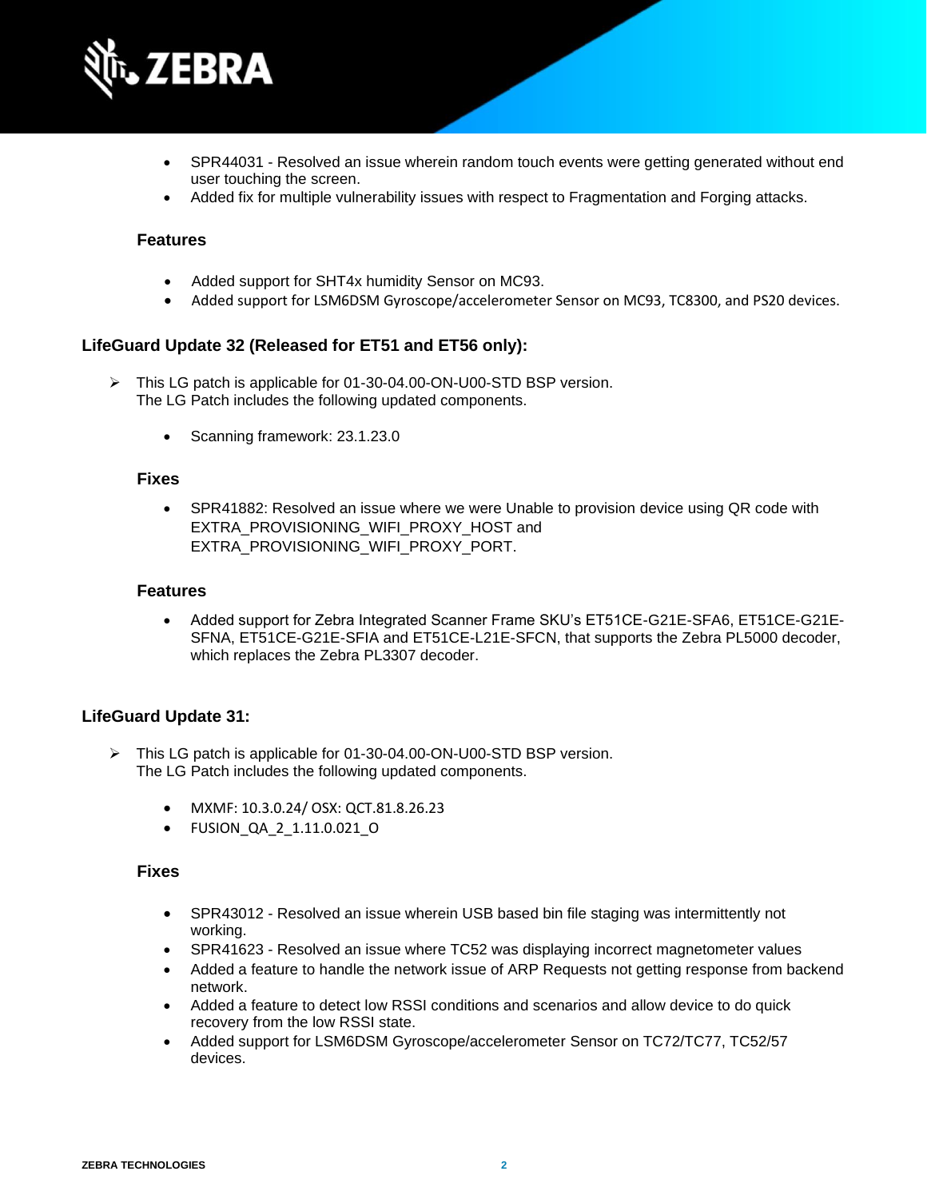- SPR44031 - Resolved an issue wherein random touch events were getting generated without end user touching the screen.
- Added fix for multiple vulnerability issues with respect to Fragmentation and Forging attacks.

#### Features

- Added support for SHT4x humidity Sensor on MC93.
- Added support for LSM6DSM Gyroscope/accelerometer Sensor on MC93, TC8300, and PS20 devices.

### LifeGuard Update 32 (Released for ET51 and ET56 only):

- This LG patch is applicable for 01-30-04.00-ON-U00-STD BSP version.
  The LG Patch includes the following updated components.

  - Scanning framework: 23.1.23.0

#### Fixes

- SPR41882: Resolved an issue where we were Unable to provision device using QR code with EXTRA_PROVISIONING_WIFI_PROXY_HOST and EXTRA_PROVISIONING_WIFI_PROXY_PORT.

#### Features

- Added support for Zebra Integrated Scanner Frame SKU's ET51CE-G21E-SFA6, ET51CE-G21E-SFNA, ET51CE-G21E-SFIA and ET51CE-L21E-SFCN, that supports the Zebra PL5000 decoder, which replaces the Zebra PL3307 decoder.

### LifeGuard Update 31:

- This LG patch is applicable for 01-30-04.00-ON-U00-STD BSP version.
  The LG Patch includes the following updated components.

  - MXMF: 10.3.0.24/ OSX: QCT.81.8.26.23
  - FUSION_QA_2_1.11.0.021_O

#### Fixes

- SPR43012 - Resolved an issue wherein USB based bin file staging was intermittently not working.
- SPR41623 - Resolved an issue where TC52 was displaying incorrect magnetometer values
- Added a feature to handle the network issue of ARP Requests not getting response from backend network.
- Added a feature to detect low RSSI conditions and scenarios and allow device to do quick recovery from the low RSSI state.
- Added support for LSM6DSM Gyroscope/accelerometer Sensor on TC72/TC77, TC52/57 devices.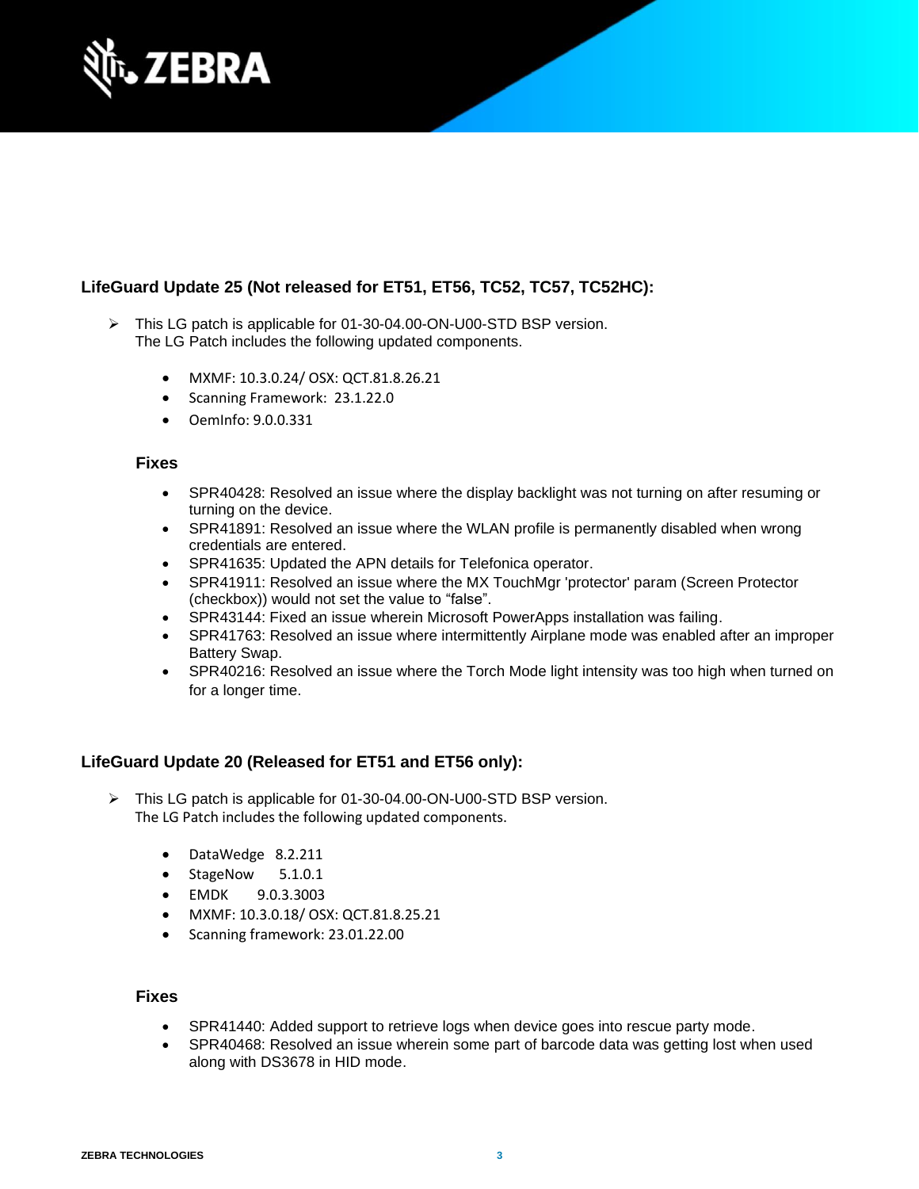## LifeGuard Update 25 (Not released for ET51, ET56, TC52, TC57, TC52HC):

- This LG patch is applicable for 01-30-04.00-ON-U00-STD BSP version.
  The LG Patch includes the following updated components.

  - MXMF: 10.3.0.24/ OSX: QCT.81.8.26.21
  - Scanning Framework: 23.1.22.0
  - OemInfo: 9.0.0.331

  ### Fixes

  - SPR40428: Resolved an issue where the display backlight was not turning on after resuming or turning on the device.
  - SPR41891: Resolved an issue where the WLAN profile is permanently disabled when wrong credentials are entered.
  - SPR41635: Updated the APN details for Telefonica operator.
  - SPR41911: Resolved an issue where the MX TouchMgr 'protector' param (Screen Protector (checkbox)) would not set the value to "false".
  - SPR43144: Fixed an issue wherein Microsoft PowerApps installation was failing.
  - SPR41763: Resolved an issue where intermittently Airplane mode was enabled after an improper Battery Swap.
  - SPR40216: Resolved an issue where the Torch Mode light intensity was too high when turned on for a longer time.

## LifeGuard Update 20 (Released for ET51 and ET56 only):

- This LG patch is applicable for 01-30-04.00-ON-U00-STD BSP version.
  The LG Patch includes the following updated components.

  - DataWedge 8.2.211
  - StageNow 5.1.0.1
  - EMDK 9.0.3.3003
  - MXMF: 10.3.0.18/ OSX: QCT.81.8.25.21
  - Scanning framework: 23.01.22.00

  ### Fixes

  - SPR41440: Added support to retrieve logs when device goes into rescue party mode.
  - SPR40468: Resolved an issue wherein some part of barcode data was getting lost when used along with DS3678 in HID mode.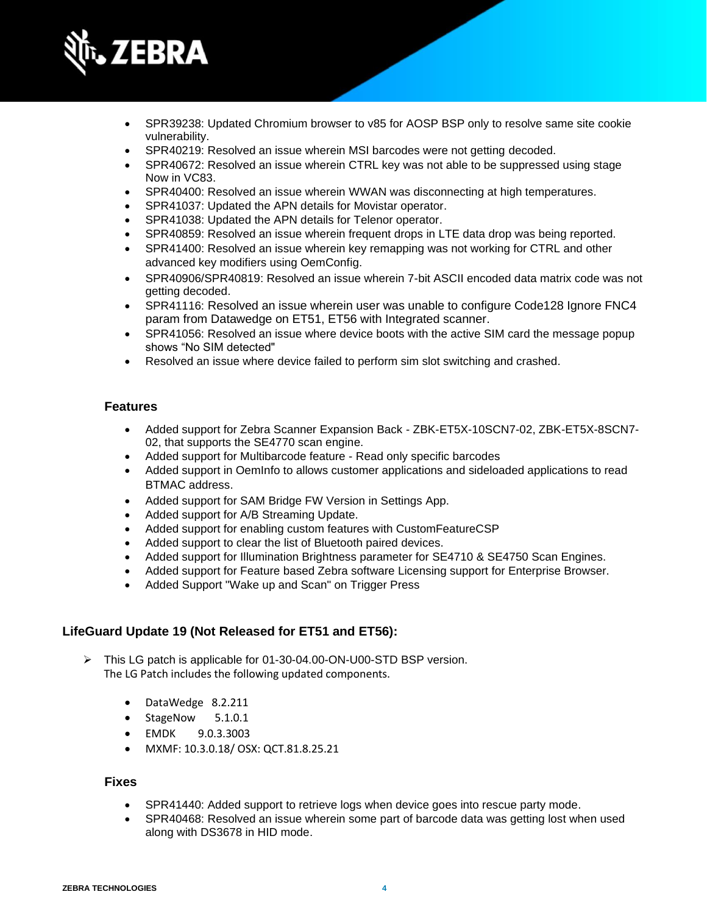- SPR39238: Updated Chromium browser to v85 for AOSP BSP only to resolve same site cookie vulnerability.
- SPR40219: Resolved an issue wherein MSI barcodes were not getting decoded.
- SPR40672: Resolved an issue wherein CTRL key was not able to be suppressed using stage Now in VC83.
- SPR40400: Resolved an issue wherein WWAN was disconnecting at high temperatures.
- SPR41037: Updated the APN details for Movistar operator.
- SPR41038: Updated the APN details for Telenor operator.
- SPR40859: Resolved an issue wherein frequent drops in LTE data drop was being reported.
- SPR41400: Resolved an issue wherein key remapping was not working for CTRL and other advanced key modifiers using OemConfig.
- SPR40906/SPR40819: Resolved an issue wherein 7-bit ASCII encoded data matrix code was not getting decoded.
- SPR41116: Resolved an issue wherein user was unable to configure Code128 Ignore FNC4 param from Datawedge on ET51, ET56 with Integrated scanner.
- SPR41056: Resolved an issue where device boots with the active SIM card the message popup shows "No SIM detected"
- Resolved an issue where device failed to perform sim slot switching and crashed.

### Features

- Added support for Zebra Scanner Expansion Back - ZBK-ET5X-10SCN7-02, ZBK-ET5X-8SCN7-02, that supports the SE4770 scan engine.
- Added support for Multibarcode feature - Read only specific barcodes
- Added support in OemInfo to allows customer applications and sideloaded applications to read BTMAC address.
- Added support for SAM Bridge FW Version in Settings App.
- Added support for A/B Streaming Update.
- Added support for enabling custom features with CustomFeatureCSP
- Added support to clear the list of Bluetooth paired devices.
- Added support for Illumination Brightness parameter for SE4710 & SE4750 Scan Engines.
- Added support for Feature based Zebra software Licensing support for Enterprise Browser.
- Added Support "Wake up and Scan" on Trigger Press

## LifeGuard Update 19 (Not Released for ET51 and ET56):

- This LG patch is applicable for 01-30-04.00-ON-U00-STD BSP version.
  The LG Patch includes the following updated components.

  - DataWedge 8.2.211
  - StageNow 5.1.0.1
  - EMDK 9.0.3.3003
  - MXMF: 10.3.0.18/ OSX: QCT.81.8.25.21

### Fixes

- SPR41440: Added support to retrieve logs when device goes into rescue party mode.
- SPR40468: Resolved an issue wherein some part of barcode data was getting lost when used along with DS3678 in HID mode.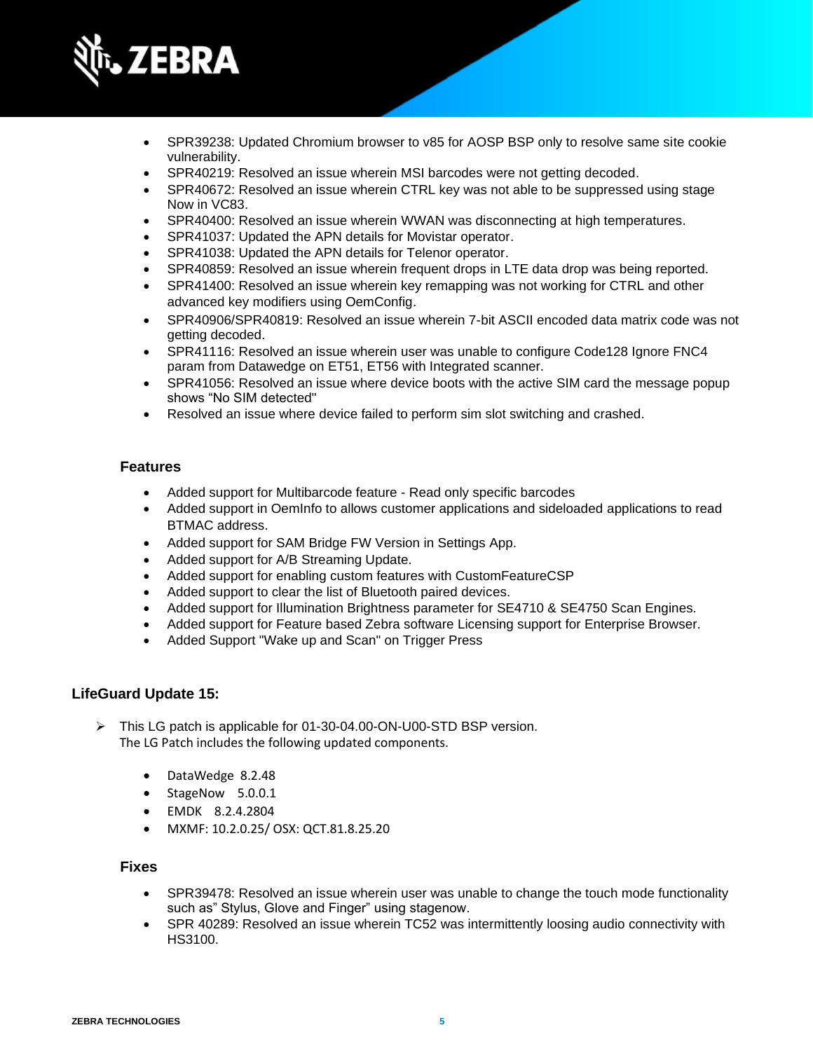- SPR39238: Updated Chromium browser to v85 for AOSP BSP only to resolve same site cookie vulnerability.
- SPR40219: Resolved an issue wherein MSI barcodes were not getting decoded.
- SPR40672: Resolved an issue wherein CTRL key was not able to be suppressed using stage Now in VC83.
- SPR40400: Resolved an issue wherein WWAN was disconnecting at high temperatures.
- SPR41037: Updated the APN details for Movistar operator.
- SPR41038: Updated the APN details for Telenor operator.
- SPR40859: Resolved an issue wherein frequent drops in LTE data drop was being reported.
- SPR41400: Resolved an issue wherein key remapping was not working for CTRL and other advanced key modifiers using OemConfig.
- SPR40906/SPR40819: Resolved an issue wherein 7-bit ASCII encoded data matrix code was not getting decoded.
- SPR41116: Resolved an issue wherein user was unable to configure Code128 Ignore FNC4 param from Datawedge on ET51, ET56 with Integrated scanner.
- SPR41056: Resolved an issue where device boots with the active SIM card the message popup shows "No SIM detected"
- Resolved an issue where device failed to perform sim slot switching and crashed.

#### Features

- Added support for Multibarcode feature - Read only specific barcodes
- Added support in OemInfo to allows customer applications and sideloaded applications to read BTMAC address.
- Added support for SAM Bridge FW Version in Settings App.
- Added support for A/B Streaming Update.
- Added support for enabling custom features with CustomFeatureCSP
- Added support to clear the list of Bluetooth paired devices.
- Added support for Illumination Brightness parameter for SE4710 & SE4750 Scan Engines.
- Added support for Feature based Zebra software Licensing support for Enterprise Browser.
- Added Support "Wake up and Scan" on Trigger Press

### LifeGuard Update 15:

- This LG patch is applicable for 01-30-04.00-ON-U00-STD BSP version.
  The LG Patch includes the following updated components.

  - DataWedge 8.2.48
  - StageNow 5.0.0.1
  - EMDK 8.2.4.2804
  - MXMF: 10.2.0.25/ OSX: QCT.81.8.25.20

#### Fixes

- SPR39478: Resolved an issue wherein user was unable to change the touch mode functionality such as" Stylus, Glove and Finger" using stagenow.
- SPR 40289: Resolved an issue wherein TC52 was intermittently loosing audio connectivity with HS3100.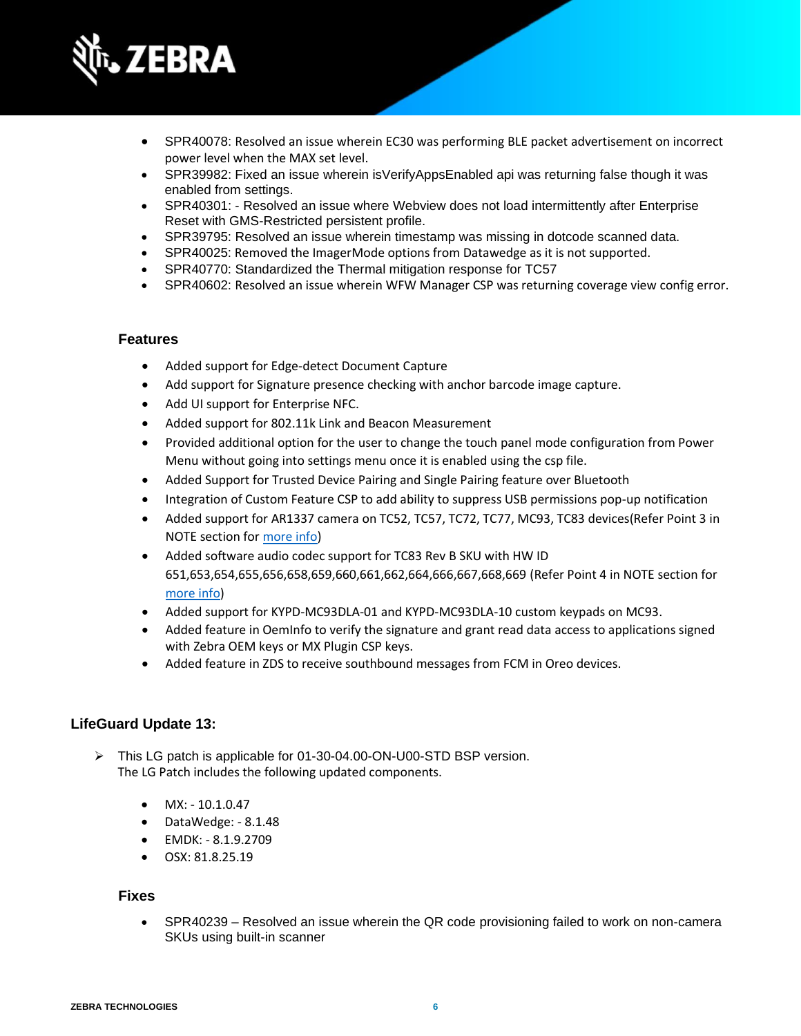- SPR40078: Resolved an issue wherein EC30 was performing BLE packet advertisement on incorrect power level when the MAX set level.
- SPR39982: Fixed an issue wherein isVerifyAppsEnabled api was returning false though it was enabled from settings.
- SPR40301: - Resolved an issue where Webview does not load intermittently after Enterprise Reset with GMS-Restricted persistent profile.
- SPR39795: Resolved an issue wherein timestamp was missing in dotcode scanned data.
- SPR40025: Removed the ImagerMode options from Datawedge as it is not supported.
- SPR40770: Standardized the Thermal mitigation response for TC57
- SPR40602: Resolved an issue wherein WFW Manager CSP was returning coverage view config error.

### Features

- Added support for Edge-detect Document Capture
- Add support for Signature presence checking with anchor barcode image capture.
- Add UI support for Enterprise NFC.
- Added support for 802.11k Link and Beacon Measurement
- Provided additional option for the user to change the touch panel mode configuration from Power Menu without going into settings menu once it is enabled using the csp file.
- Added Support for Trusted Device Pairing and Single Pairing feature over Bluetooth
- Integration of Custom Feature CSP to add ability to suppress USB permissions pop-up notification
- Added support for AR1337 camera on TC52, TC57, TC72, TC77, MC93, TC83 devices(Refer Point 3 in NOTE section for more info)
- Added software audio codec support for TC83 Rev B SKU with HW ID 651,653,654,655,656,658,659,660,661,662,664,666,667,668,669 (Refer Point 4 in NOTE section for more info)
- Added support for KYPD-MC93DLA-01 and KYPD-MC93DLA-10 custom keypads on MC93.
- Added feature in OemInfo to verify the signature and grant read data access to applications signed with Zebra OEM keys or MX Plugin CSP keys.
- Added feature in ZDS to receive southbound messages from FCM in Oreo devices.

## LifeGuard Update 13:

- This LG patch is applicable for 01-30-04.00-ON-U00-STD BSP version.
  The LG Patch includes the following updated components.

  - MX: - 10.1.0.47
  - DataWedge: - 8.1.48
  - EMDK: - 8.1.9.2709
  - OSX: 81.8.25.19

### Fixes

- SPR40239 – Resolved an issue wherein the QR code provisioning failed to work on non-camera SKUs using built-in scanner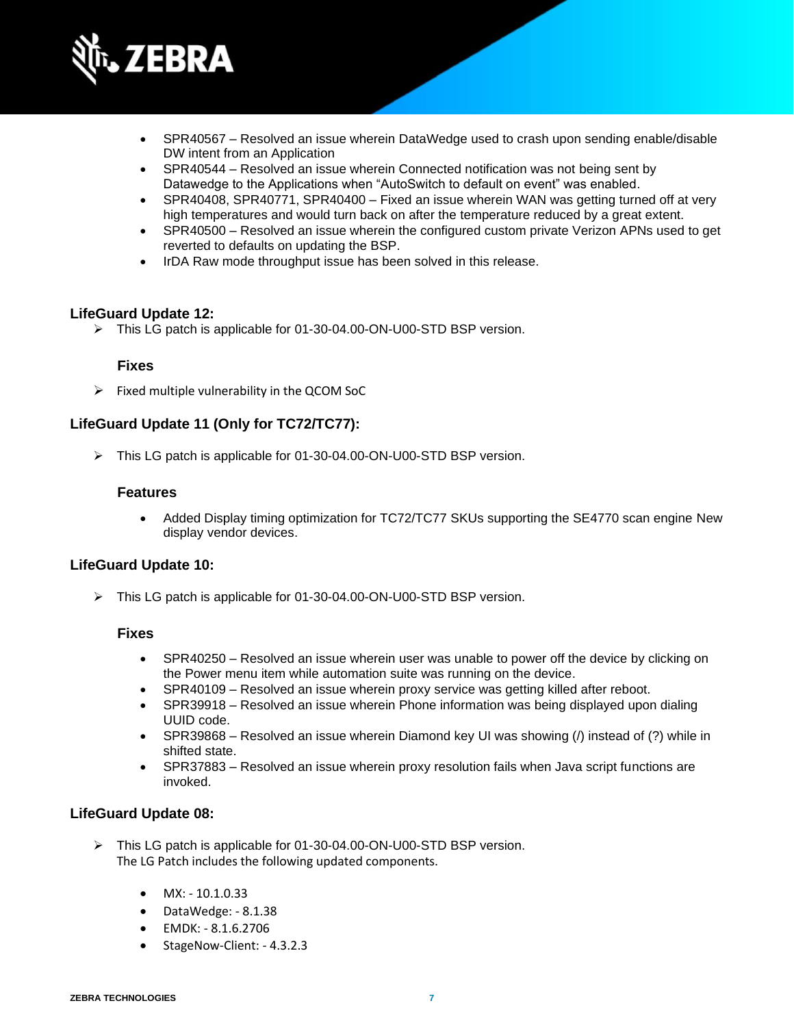- SPR40567 – Resolved an issue wherein DataWedge used to crash upon sending enable/disable DW intent from an Application
- SPR40544 – Resolved an issue wherein Connected notification was not being sent by Datawedge to the Applications when “AutoSwitch to default on event” was enabled.
- SPR40408, SPR40771, SPR40400 – Fixed an issue wherein WAN was getting turned off at very high temperatures and would turn back on after the temperature reduced by a great extent.
- SPR40500 – Resolved an issue wherein the configured custom private Verizon APNs used to get reverted to defaults on updating the BSP.
- IrDA Raw mode throughput issue has been solved in this release.

### LifeGuard Update 12:

- This LG patch is applicable for 01-30-04.00-ON-U00-STD BSP version.

#### Fixes

- Fixed multiple vulnerability in the QCOM SoC

### LifeGuard Update 11 (Only for TC72/TC77):

- This LG patch is applicable for 01-30-04.00-ON-U00-STD BSP version.

#### Features

- Added Display timing optimization for TC72/TC77 SKUs supporting the SE4770 scan engine New display vendor devices.

### LifeGuard Update 10:

- This LG patch is applicable for 01-30-04.00-ON-U00-STD BSP version.

#### Fixes

- SPR40250 – Resolved an issue wherein user was unable to power off the device by clicking on the Power menu item while automation suite was running on the device.
- SPR40109 – Resolved an issue wherein proxy service was getting killed after reboot.
- SPR39918 – Resolved an issue wherein Phone information was being displayed upon dialing UUID code.
- SPR39868 – Resolved an issue wherein Diamond key UI was showing (/) instead of (?) while in shifted state.
- SPR37883 – Resolved an issue wherein proxy resolution fails when Java script functions are invoked.

### LifeGuard Update 08:

- This LG patch is applicable for 01-30-04.00-ON-U00-STD BSP version.
  The LG Patch includes the following updated components.

  - MX: - 10.1.0.33
  - DataWedge: - 8.1.38
  - EMDK: - 8.1.6.2706
  - StageNow-Client: - 4.3.2.3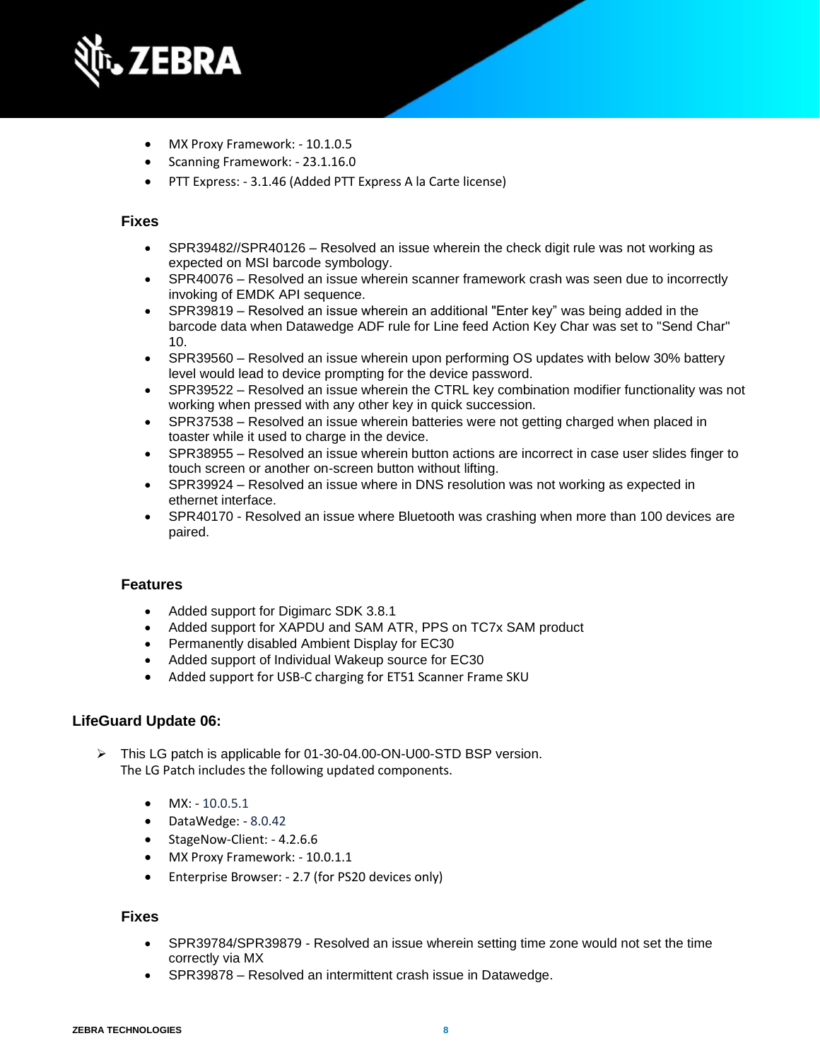- MX Proxy Framework: - 10.1.0.5
- Scanning Framework: - 23.1.16.0
- PTT Express: - 3.1.46 (Added PTT Express A la Carte license)

### Fixes

- SPR39482//SPR40126 – Resolved an issue wherein the check digit rule was not working as expected on MSI barcode symbology.
- SPR40076 – Resolved an issue wherein scanner framework crash was seen due to incorrectly invoking of EMDK API sequence.
- SPR39819 – Resolved an issue wherein an additional "Enter key" was being added in the barcode data when Datawedge ADF rule for Line feed Action Key Char was set to "Send Char" 10.
- SPR39560 – Resolved an issue wherein upon performing OS updates with below 30% battery level would lead to device prompting for the device password.
- SPR39522 – Resolved an issue wherein the CTRL key combination modifier functionality was not working when pressed with any other key in quick succession.
- SPR37538 – Resolved an issue wherein batteries were not getting charged when placed in toaster while it used to charge in the device.
- SPR38955 – Resolved an issue wherein button actions are incorrect in case user slides finger to touch screen or another on-screen button without lifting.
- SPR39924 – Resolved an issue where in DNS resolution was not working as expected in ethernet interface.
- SPR40170 - Resolved an issue where Bluetooth was crashing when more than 100 devices are paired.

### Features

- Added support for Digimarc SDK 3.8.1
- Added support for XAPDU and SAM ATR, PPS on TC7x SAM product
- Permanently disabled Ambient Display for EC30
- Added support of Individual Wakeup source for EC30
- Added support for USB-C charging for ET51 Scanner Frame SKU

## LifeGuard Update 06:

- This LG patch is applicable for 01-30-04.00-ON-U00-STD BSP version.
  The LG Patch includes the following updated components.

  - MX: - 10.0.5.1
  - DataWedge: - 8.0.42
  - StageNow-Client: - 4.2.6.6
  - MX Proxy Framework: - 10.0.1.1
  - Enterprise Browser: - 2.7 (for PS20 devices only)

### Fixes

- SPR39784/SPR39879 - Resolved an issue wherein setting time zone would not set the time correctly via MX
- SPR39878 – Resolved an intermittent crash issue in Datawedge.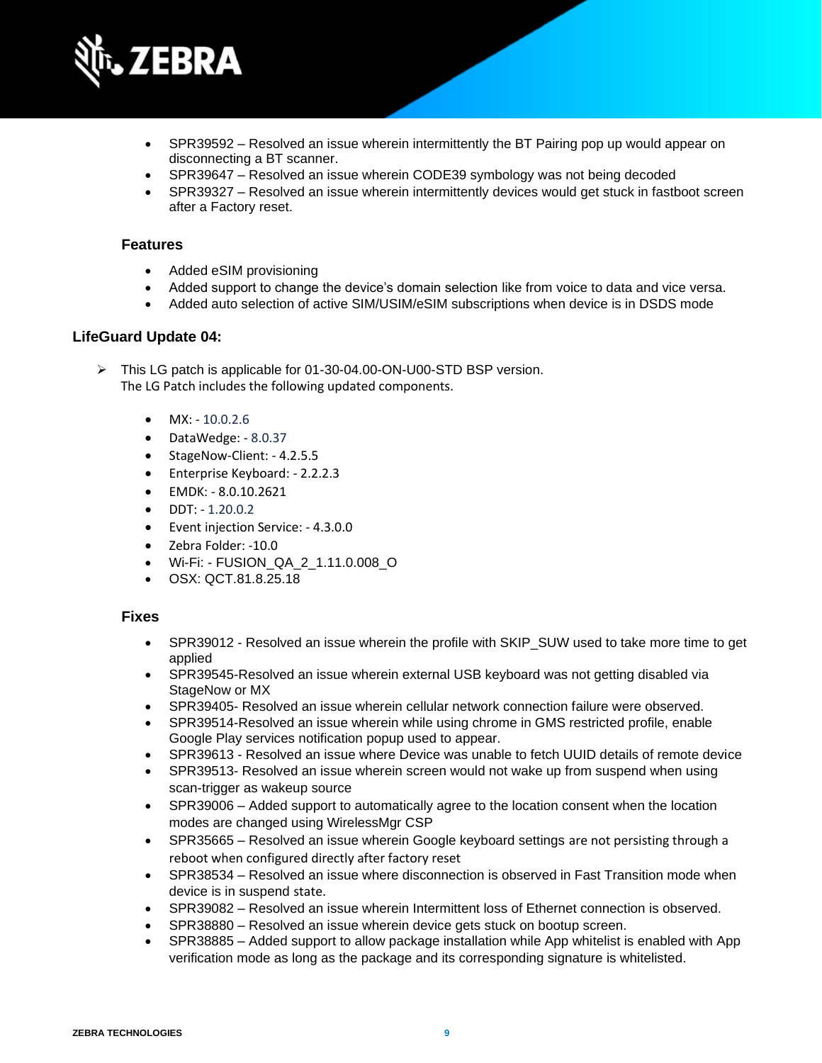- SPR39592 – Resolved an issue wherein intermittently the BT Pairing pop up would appear on disconnecting a BT scanner.
- SPR39647 – Resolved an issue wherein CODE39 symbology was not being decoded
- SPR39327 – Resolved an issue wherein intermittently devices would get stuck in fastboot screen after a Factory reset.

### Features

- Added eSIM provisioning
- Added support to change the device's domain selection like from voice to data and vice versa.
- Added auto selection of active SIM/USIM/eSIM subscriptions when device is in DSDS mode

## LifeGuard Update 04:

- This LG patch is applicable for 01-30-04.00-ON-U00-STD BSP version.
  The LG Patch includes the following updated components.

  - MX: - 10.0.2.6
  - DataWedge: - 8.0.37
  - StageNow-Client: - 4.2.5.5
  - Enterprise Keyboard: - 2.2.2.3
  - EMDK: - 8.0.10.2621
  - DDT: - 1.20.0.2
  - Event injection Service: - 4.3.0.0
  - Zebra Folder: -10.0
  - Wi-Fi: - FUSION_QA_2_1.11.0.008_O
  - OSX: QCT.81.8.25.18

### Fixes

- SPR39012 - Resolved an issue wherein the profile with SKIP_SUW used to take more time to get applied
- SPR39545-Resolved an issue wherein external USB keyboard was not getting disabled via StageNow or MX
- SPR39405- Resolved an issue wherein cellular network connection failure were observed.
- SPR39514-Resolved an issue wherein while using chrome in GMS restricted profile, enable Google Play services notification popup used to appear.
- SPR39613 - Resolved an issue where Device was unable to fetch UUID details of remote device
- SPR39513- Resolved an issue wherein screen would not wake up from suspend when using scan-trigger as wakeup source
- SPR39006 – Added support to automatically agree to the location consent when the location modes are changed using WirelessMgr CSP
- SPR35665 – Resolved an issue wherein Google keyboard settings are not persisting through a reboot when configured directly after factory reset
- SPR38534 – Resolved an issue where disconnection is observed in Fast Transition mode when device is in suspend state.
- SPR39082 – Resolved an issue wherein Intermittent loss of Ethernet connection is observed.
- SPR38880 – Resolved an issue wherein device gets stuck on bootup screen.
- SPR38885 – Added support to allow package installation while App whitelist is enabled with App verification mode as long as the package and its corresponding signature is whitelisted.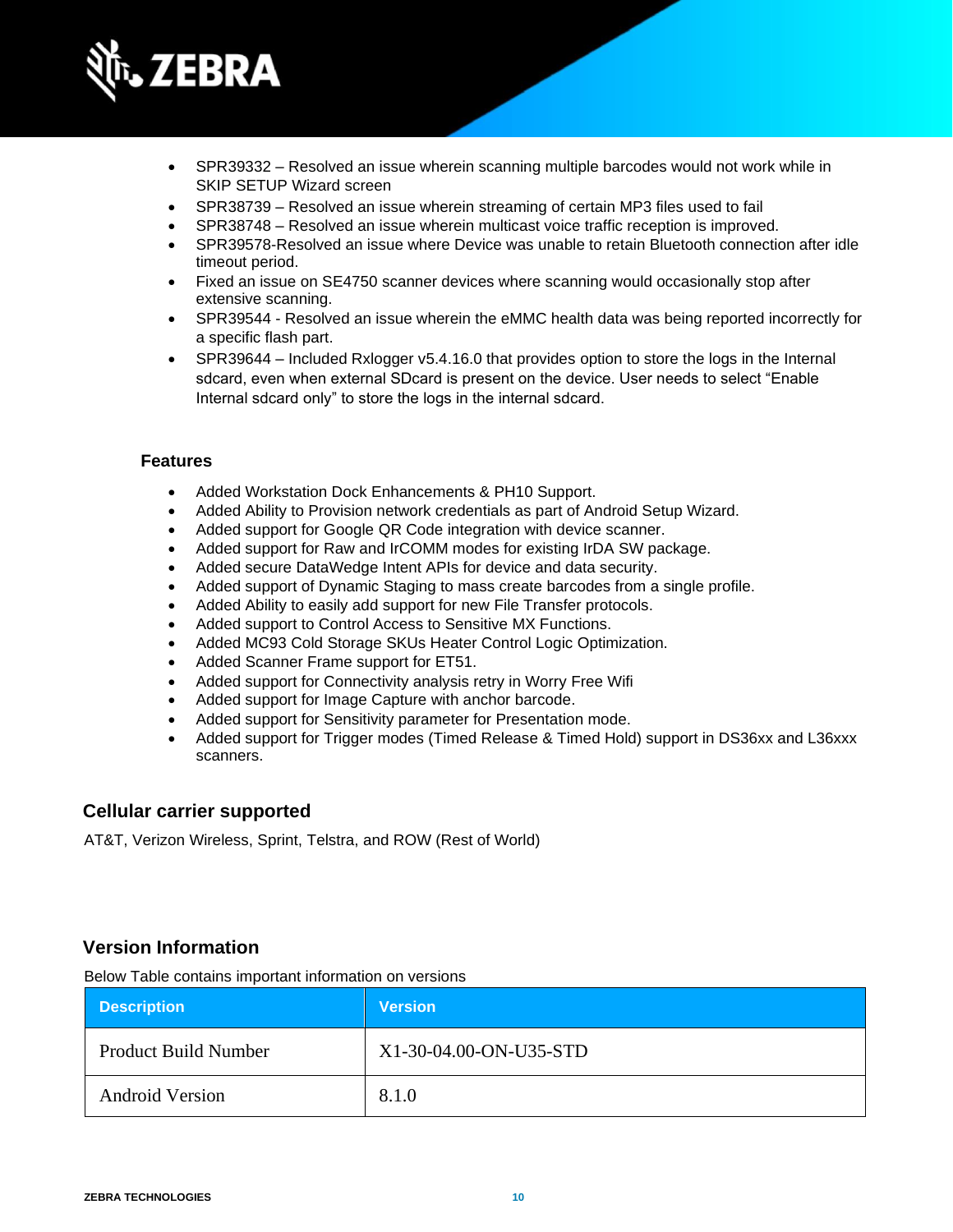- SPR39332 – Resolved an issue wherein scanning multiple barcodes would not work while in SKIP SETUP Wizard screen
- SPR38739 – Resolved an issue wherein streaming of certain MP3 files used to fail
- SPR38748 – Resolved an issue wherein multicast voice traffic reception is improved.
- SPR39578-Resolved an issue where Device was unable to retain Bluetooth connection after idle timeout period.
- Fixed an issue on SE4750 scanner devices where scanning would occasionally stop after extensive scanning.
- SPR39544 - Resolved an issue wherein the eMMC health data was being reported incorrectly for a specific flash part.
- SPR39644 – Included Rxlogger v5.4.16.0 that provides option to store the logs in the Internal sdcard, even when external SDcard is present on the device. User needs to select "Enable Internal sdcard only" to store the logs in the internal sdcard.

### Features

- Added Workstation Dock Enhancements & PH10 Support.
- Added Ability to Provision network credentials as part of Android Setup Wizard.
- Added support for Google QR Code integration with device scanner.
- Added support for Raw and IrCOMM modes for existing IrDA SW package.
- Added secure DataWedge Intent APIs for device and data security.
- Added support of Dynamic Staging to mass create barcodes from a single profile.
- Added Ability to easily add support for new File Transfer protocols.
- Added support to Control Access to Sensitive MX Functions.
- Added MC93 Cold Storage SKUs Heater Control Logic Optimization.
- Added Scanner Frame support for ET51.
- Added support for Connectivity analysis retry in Worry Free Wifi
- Added support for Image Capture with anchor barcode.
- Added support for Sensitivity parameter for Presentation mode.
- Added support for Trigger modes (Timed Release & Timed Hold) support in DS36xx and L36xxx scanners.

## Cellular carrier supported

AT&T, Verizon Wireless, Sprint, Telstra, and ROW (Rest of World)

## Version Information

Below Table contains important information on versions

| Description | Version |
|---|---|
| Product Build Number | X1-30-04.00-ON-U35-STD |
| Android Version | 8.1.0 |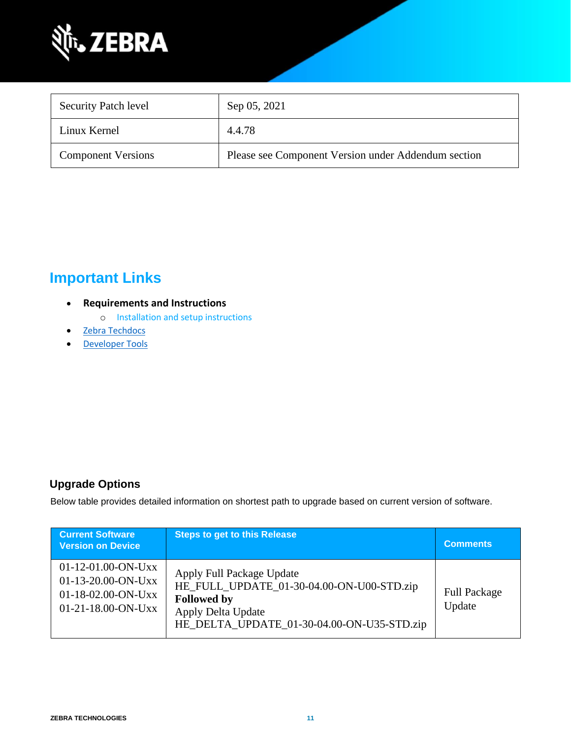| Security Patch level | Sep 05, 2021 |
|---|---|
| Linux Kernel | 4.4.78 |
| Component Versions | Please see Component Version under Addendum section |

## Important Links

- **Requirements and Instructions**
  - Installation and setup instructions
- Zebra Techdocs
- Developer Tools

### Upgrade Options

Below table provides detailed information on shortest path to upgrade based on current version of software.

| Current Software Version on Device | Steps to get to this Release | Comments |
|---|---|---|
| 01-12-01.00-ON-Uxx<br>01-13-20.00-ON-Uxx<br>01-18-02.00-ON-Uxx<br>01-21-18.00-ON-Uxx | Apply Full Package Update<br>HE_FULL_UPDATE_01-30-04.00-ON-U00-STD.zip<br>**Followed by**<br>Apply Delta Update<br>HE_DELTA_UPDATE_01-30-04.00-ON-U35-STD.zip | Full Package Update |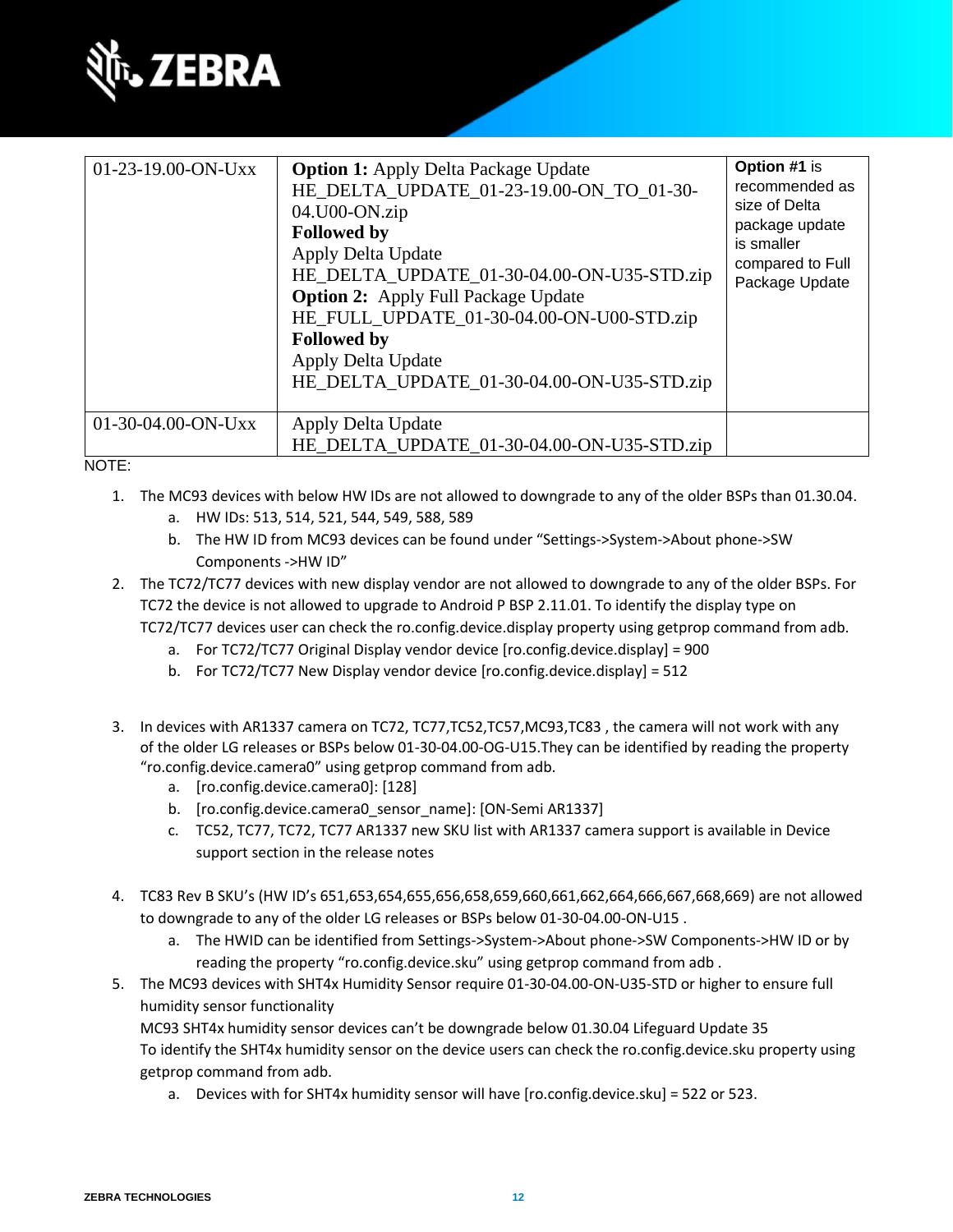| | | |
|---|---|---|
| 01-23-19.00-ON-Uxx | **Option 1:** Apply Delta Package Update HE_DELTA_UPDATE_01-23-19.00-ON_TO_01-30-04.U00-ON.zip **Followed by** Apply Delta Update HE_DELTA_UPDATE_01-30-04.00-ON-U35-STD.zip **Option 2:** Apply Full Package Update HE_FULL_UPDATE_01-30-04.00-ON-U00-STD.zip **Followed by** Apply Delta Update HE_DELTA_UPDATE_01-30-04.00-ON-U35-STD.zip | **Option #1** is recommended as size of Delta package update is smaller compared to Full Package Update |
| 01-30-04.00-ON-Uxx | Apply Delta Update HE_DELTA_UPDATE_01-30-04.00-ON-U35-STD.zip | |

NOTE:

1. The MC93 devices with below HW IDs are not allowed to downgrade to any of the older BSPs than 01.30.04.
   a. HW IDs: 513, 514, 521, 544, 549, 588, 589
   b. The HW ID from MC93 devices can be found under "Settings->System->About phone->SW Components ->HW ID"
2. The TC72/TC77 devices with new display vendor are not allowed to downgrade to any of the older BSPs. For TC72 the device is not allowed to upgrade to Android P BSP 2.11.01. To identify the display type on TC72/TC77 devices user can check the ro.config.device.display property using getprop command from adb.
   a. For TC72/TC77 Original Display vendor device [ro.config.device.display] = 900
   b. For TC72/TC77 New Display vendor device [ro.config.device.display] = 512

3. In devices with AR1337 camera on TC72, TC77,TC52,TC57,MC93,TC83 , the camera will not work with any of the older LG releases or BSPs below 01-30-04.00-OG-U15.They can be identified by reading the property "ro.config.device.camera0" using getprop command from adb.
   a. [ro.config.device.camera0]: [128]
   b. [ro.config.device.camera0_sensor_name]: [ON-Semi AR1337]
   c. TC52, TC77, TC72, TC77 AR1337 new SKU list with AR1337 camera support is available in Device support section in the release notes

4. TC83 Rev B SKU's (HW ID's 651,653,654,655,656,658,659,660,661,662,664,666,667,668,669) are not allowed to downgrade to any of the older LG releases or BSPs below 01-30-04.00-ON-U15 .
   a. The HWID can be identified from Settings->System->About phone->SW Components->HW ID or by reading the property "ro.config.device.sku" using getprop command from adb .
5. The MC93 devices with SHT4x Humidity Sensor require 01-30-04.00-ON-U35-STD or higher to ensure full humidity sensor functionality
   MC93 SHT4x humidity sensor devices can't be downgrade below 01.30.04 Lifeguard Update 35
   To identify the SHT4x humidity sensor on the device users can check the ro.config.device.sku property using getprop command from adb.
   a. Devices with for SHT4x humidity sensor will have [ro.config.device.sku] = 522 or 523.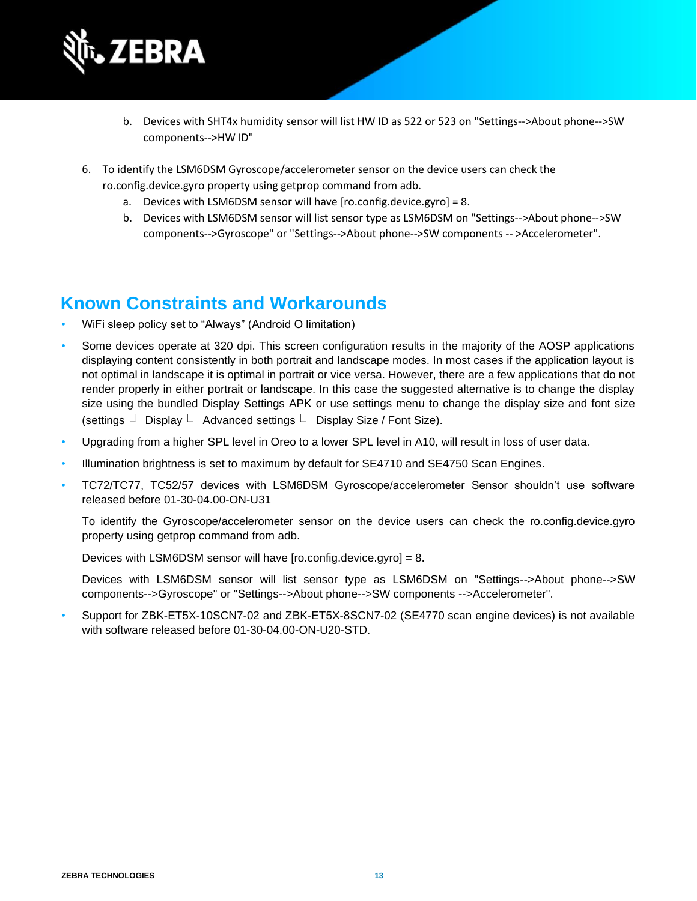b. Devices with SHT4x humidity sensor will list HW ID as 522 or 523 on "Settings-->About phone-->SW components-->HW ID"

6. To identify the LSM6DSM Gyroscope/accelerometer sensor on the device users can check the ro.config.device.gyro property using getprop command from adb.
   a. Devices with LSM6DSM sensor will have [ro.config.device.gyro] = 8.
   b. Devices with LSM6DSM sensor will list sensor type as LSM6DSM on "Settings-->About phone-->SW components-->Gyroscope" or "Settings-->About phone-->SW components -- >Accelerometer".

## Known Constraints and Workarounds

- WiFi sleep policy set to “Always” (Android O limitation)
- Some devices operate at 320 dpi. This screen configuration results in the majority of the AOSP applications displaying content consistently in both portrait and landscape modes. In most cases if the application layout is not optimal in landscape it is optimal in portrait or vice versa. However, there are a few applications that do not render properly in either portrait or landscape. In this case the suggested alternative is to change the display size using the bundled Display Settings APK or use settings menu to change the display size and font size (settings  Display  Advanced settings  Display Size / Font Size).
- Upgrading from a higher SPL level in Oreo to a lower SPL level in A10, will result in loss of user data.
- Illumination brightness is set to maximum by default for SE4710 and SE4750 Scan Engines.
- TC72/TC77, TC52/57 devices with LSM6DSM Gyroscope/accelerometer Sensor shouldn’t use software released before 01-30-04.00-ON-U31

  To identify the Gyroscope/accelerometer sensor on the device users can check the ro.config.device.gyro property using getprop command from adb.

  Devices with LSM6DSM sensor will have [ro.config.device.gyro] = 8.

  Devices with LSM6DSM sensor will list sensor type as LSM6DSM on "Settings-->About phone-->SW components-->Gyroscope" or "Settings-->About phone-->SW components -->Accelerometer".
- Support for ZBK-ET5X-10SCN7-02 and ZBK-ET5X-8SCN7-02 (SE4770 scan engine devices) is not available with software released before 01-30-04.00-ON-U20-STD.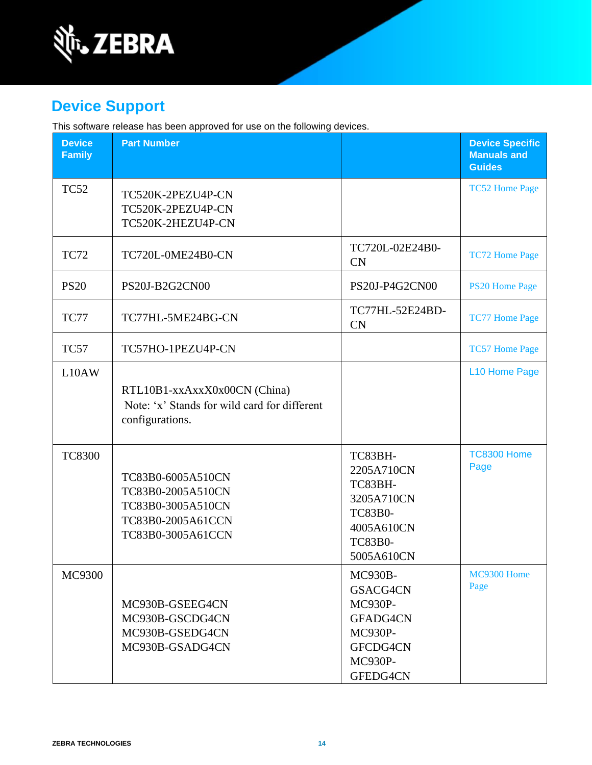## Device Support

This software release has been approved for use on the following devices.

| Device Family | Part Number | | Device Specific Manuals and Guides |
|---|---|---|---|
| TC52 | TC520K-2PEZU4P-CN<br>TC520K-2PEZU4P-CN<br>TC520K-2HEZU4P-CN | | TC52 Home Page |
| TC72 | TC720L-0ME24B0-CN | TC720L-02E24B0-CN | TC72 Home Page |
| PS20 | PS20J-B2G2CN00 | PS20J-P4G2CN00 | PS20 Home Page |
| TC77 | TC77HL-5ME24BG-CN | TC77HL-52E24BD-CN | TC77 Home Page |
| TC57 | TC57HO-1PEZU4P-CN | | TC57 Home Page |
| L10AW | RTL10B1-xxAxxX0x00CN (China)<br>Note: 'x' Stands for wild card for different configurations. | | L10 Home Page |
| TC8300 | TC83B0-6005A510CN<br>TC83B0-2005A510CN<br>TC83B0-3005A510CN<br>TC83B0-2005A61CCN<br>TC83B0-3005A61CCN | TC83BH-2205A710CN<br>TC83BH-3205A710CN<br>TC83B0-4005A610CN<br>TC83B0-5005A610CN | TC8300 Home Page |
| MC9300 | MC930B-GSEEG4CN<br>MC930B-GSCDG4CN<br>MC930B-GSEDG4CN<br>MC930B-GSADG4CN | MC930B-GSACG4CN<br>MC930P-GFADG4CN<br>MC930P-GFCDG4CN<br>MC930P-GFEDG4CN | MC9300 Home Page |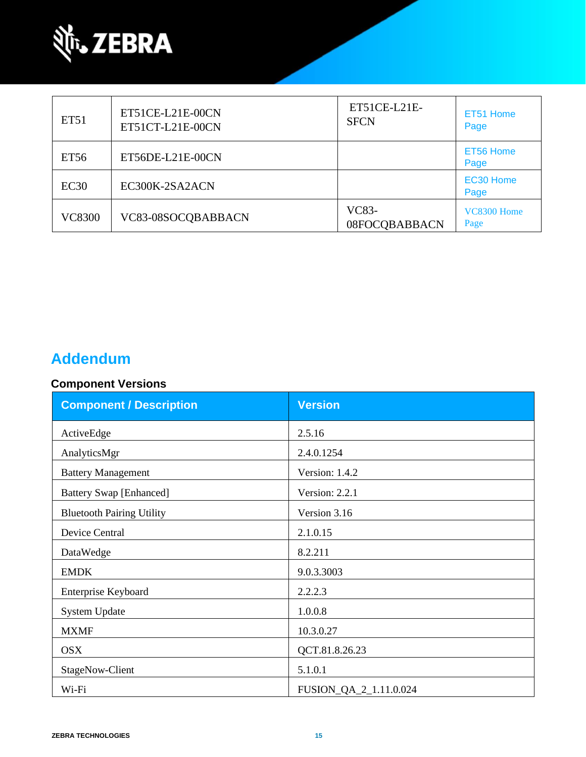| ET51 | ET51CE-L21E-00CN<br>ET51CT-L21E-00CN | ET51CE-L21E-SFCN | ET51 Home Page |
|---|---|---|---|
| ET56 | ET56DE-L21E-00CN | | ET56 Home Page |
| EC30 | EC300K-2SA2ACN | | EC30 Home Page |
| VC8300 | VC83-08SOCQBABBACN | VC83-08FOCQBABBACN | VC8300 Home Page |

## Addendum

### Component Versions

| Component / Description | Version |
|---|---|
| ActiveEdge | 2.5.16 |
| AnalyticsMgr | 2.4.0.1254 |
| Battery Management | Version: 1.4.2 |
| Battery Swap [Enhanced] | Version: 2.2.1 |
| Bluetooth Pairing Utility | Version 3.16 |
| Device Central | 2.1.0.15 |
| DataWedge | 8.2.211 |
| EMDK | 9.0.3.3003 |
| Enterprise Keyboard | 2.2.2.3 |
| System Update | 1.0.0.8 |
| MXMF | 10.3.0.27 |
| OSX | QCT.81.8.26.23 |
| StageNow-Client | 5.1.0.1 |
| Wi-Fi | FUSION_QA_2_1.11.0.024 |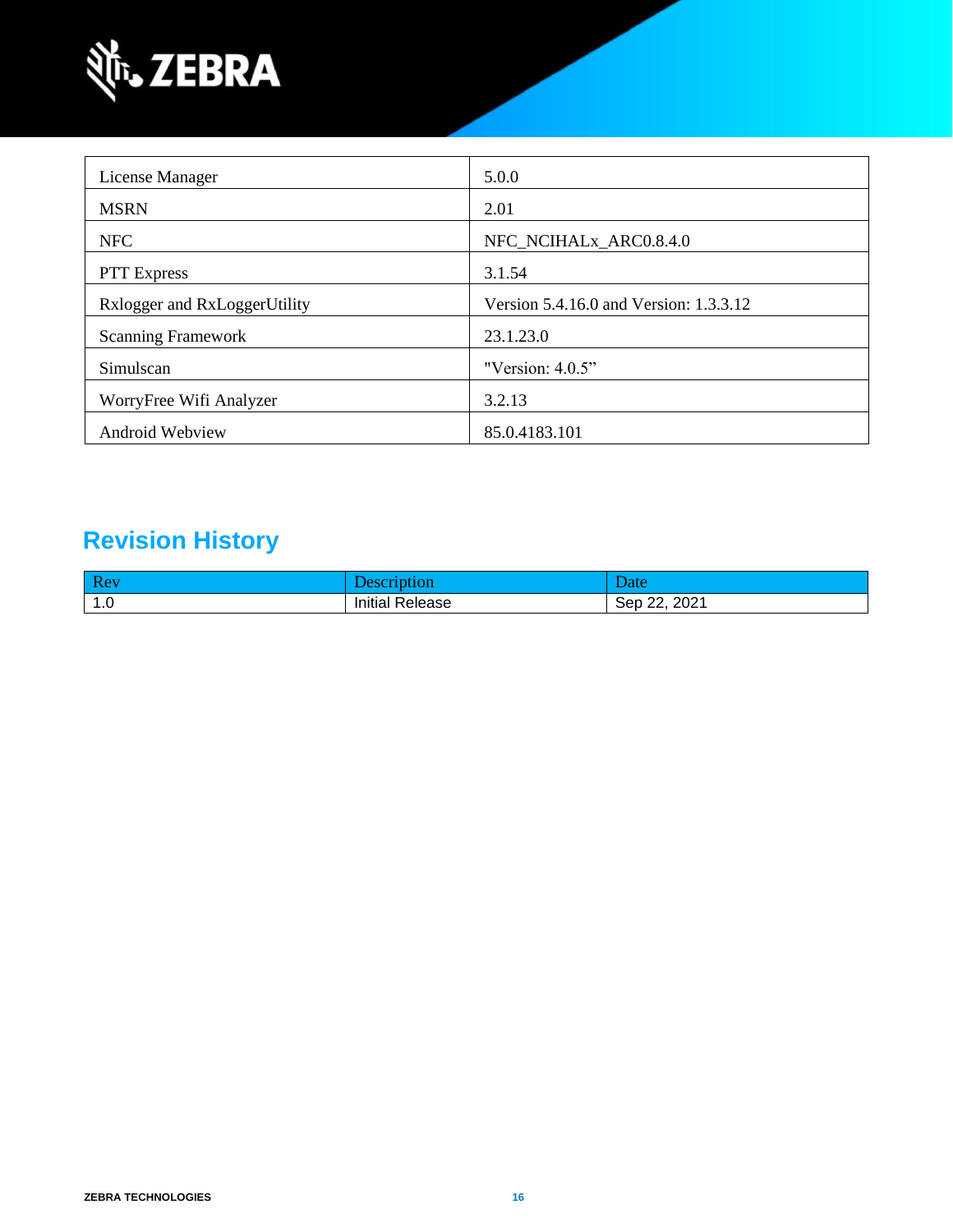| | |
|---|---|
| License Manager | 5.0.0 |
| MSRN | 2.01 |
| NFC | NFC_NCIHALx_ARC0.8.4.0 |
| PTT Express | 3.1.54 |
| Rxlogger and RxLoggerUtility | Version 5.4.16.0 and Version: 1.3.3.12 |
| Scanning Framework | 23.1.23.0 |
| Simulscan | "Version: 4.0.5" |
| WorryFree Wifi Analyzer | 3.2.13 |
| Android Webview | 85.0.4183.101 |

## Revision History

| Rev | Description | Date |
|---|---|---|
| 1.0 | Initial Release | Sep 22, 2021 |